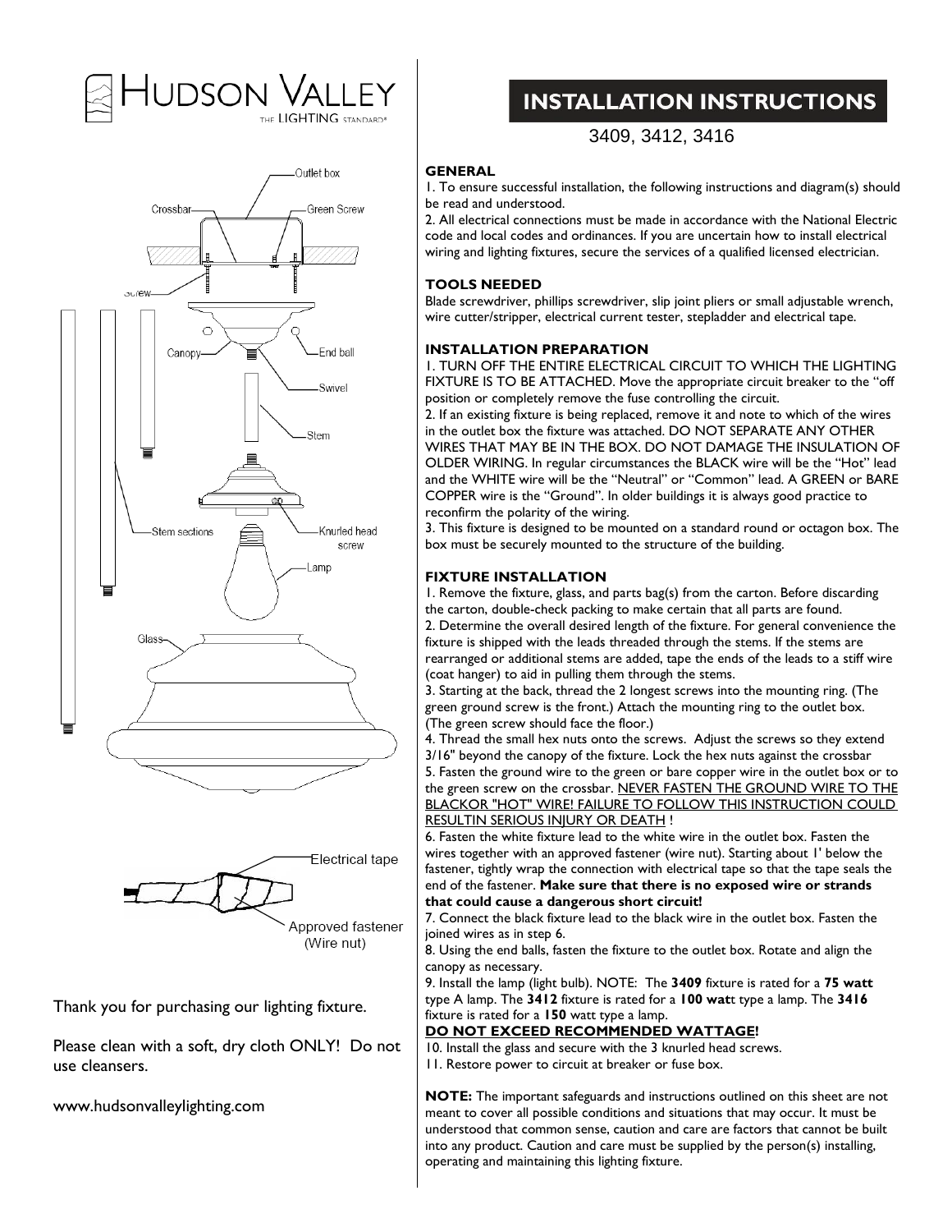# HUDSON VALLEY

THE LIGHTING STANDARD®

Thank you for purchasing our lighting fixture.

Please clean with a soft, dry cloth ONLY! Do not use cleansers.

www.hudsonvalleylighting.com

# INSTALLATION INSTRUCTIONS

3409, 3412, 3416

### GENERAL

1. To ensure successful installation, the following instructions and diagram(s) should be read and understood.
2. All electrical connections must be made in accordance with the National Electric code and local codes and ordinances. If you are uncertain how to install electrical wiring and lighting fixtures, secure the services of a qualified licensed electrician.

### TOOLS NEEDED

Blade screwdriver, phillips screwdriver, slip joint pliers or small adjustable wrench, wire cutter/stripper, electrical current tester, stepladder and electrical tape.

### INSTALLATION PREPARATION

1. TURN OFF THE ENTIRE ELECTRICAL CIRCUIT TO WHICH THE LIGHTING FIXTURE IS TO BE ATTACHED. Move the appropriate circuit breaker to the "off position or completely remove the fuse controlling the circuit.
2. If an existing fixture is being replaced, remove it and note to which of the wires in the outlet box the fixture was attached. DO NOT SEPARATE ANY OTHER WIRES THAT MAY BE IN THE BOX. DO NOT DAMAGE THE INSULATION OF OLDER WIRING. In regular circumstances the BLACK wire will be the "Hot" lead and the WHITE wire will be the "Neutral" or "Common" lead. A GREEN or BARE COPPER wire is the "Ground". In older buildings it is always good practice to reconfirm the polarity of the wiring.
3. This fixture is designed to be mounted on a standard round or octagon box. The box must be securely mounted to the structure of the building.

### FIXTURE INSTALLATION

1. Remove the fixture, glass, and parts bag(s) from the carton. Before discarding the carton, double-check packing to make certain that all parts are found.
2. Determine the overall desired length of the fixture. For general convenience the fixture is shipped with the leads threaded through the stems. If the stems are rearranged or additional stems are added, tape the ends of the leads to a stiff wire (coat hanger) to aid in pulling them through the stems.
3. Starting at the back, thread the 2 longest screws into the mounting ring. (The green ground screw is the front.) Attach the mounting ring to the outlet box. (The green screw should face the floor.)
4. Thread the small hex nuts onto the screws. Adjust the screws so they extend 3/16" beyond the canopy of the fixture. Lock the hex nuts against the crossbar
5. Fasten the ground wire to the green or bare copper wire in the outlet box or to the green screw on the crossbar. <u>NEVER FASTEN THE GROUND WIRE TO THE BLACKOR "HOT" WIRE! FAILURE TO FOLLOW THIS INSTRUCTION COULD RESULTIN SERIOUS INJURY OR DEATH</u> !
6. Fasten the white fixture lead to the white wire in the outlet box. Fasten the wires together with an approved fastener (wire nut). Starting about 1' below the fastener, tightly wrap the connection with electrical tape so that the tape seals the end of the fastener. **Make sure that there is no exposed wire or strands that could cause a dangerous short circuit!**
7. Connect the black fixture lead to the black wire in the outlet box. Fasten the joined wires as in step 6.
8. Using the end balls, fasten the fixture to the outlet box. Rotate and align the canopy as necessary.
9. Install the lamp (light bulb). NOTE: The **3409** fixture is rated for a **75 watt** type A lamp. The **3412** fixture is rated for a **100 wat**t type a lamp. The **3416** fixture is rated for a **150** watt type a lamp.

**<u>DO NOT EXCEED RECOMMENDED WATTAGE</u>!**

10. Install the glass and secure with the 3 knurled head screws.
11. Restore power to circuit at breaker or fuse box.

**NOTE:** The important safeguards and instructions outlined on this sheet are not meant to cover all possible conditions and situations that may occur. It must be understood that common sense, caution and care are factors that cannot be built into any product. Caution and care must be supplied by the person(s) installing, operating and maintaining this lighting fixture.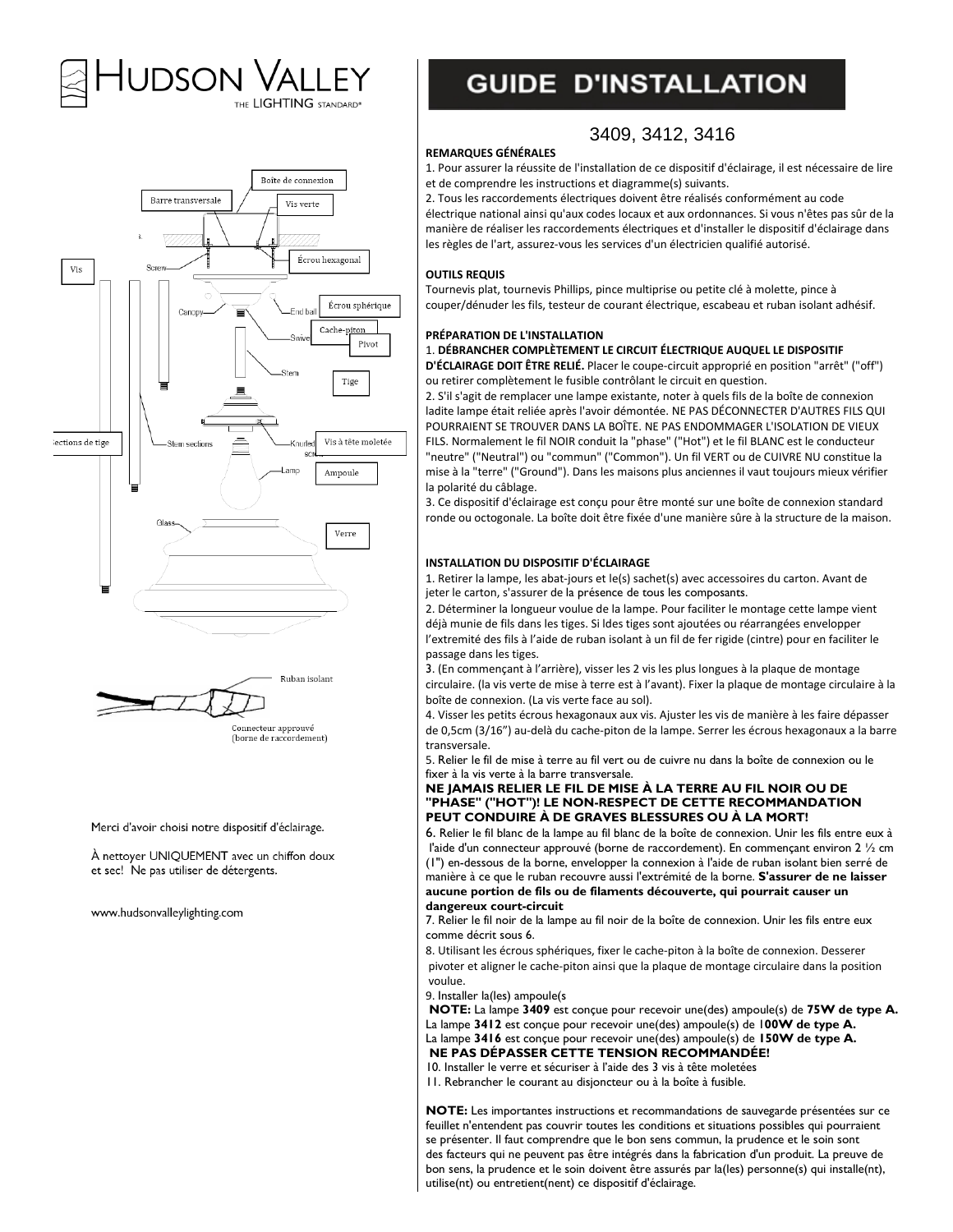# HUDSON VALLEY

THE LIGHTING STANDARD®

# GUIDE D'INSTALLATION

3409, 3412, 3416

Boîte de connexion
Barre transversale
Vis verte
Écrou hexagonal
Vis
Screw
Écrou sphérique
Canopy
End ball
Cache-piton
Swivel
Pivot
Stem
Tige
Sections de tige
Stem sections
Knurled screw
Vis à tête moletée
Lamp
Ampoule
Glass
Verre

Ruban isolant
Connecteur approuvé (borne de raccordement)

Merci d'avoir choisi notre dispositif d'éclairage.

À nettoyer UNIQUEMENT avec un chiffon doux et sec! Ne pas utiliser de détergents.

www.hudsonvalleylighting.com

**REMARQUES GÉNÉRALES**

1. Pour assurer la réussite de l'installation de ce dispositif d'éclairage, il est nécessaire de lire et de comprendre les instructions et diagramme(s) suivants.
2. Tous les raccordements électriques doivent être réalisés conformément au code électrique national ainsi qu'aux codes locaux et aux ordonnances. Si vous n'êtes pas sûr de la manière de réaliser les raccordements électriques et d'installer le dispositif d'éclairage dans les règles de l'art, assurez-vous les services d'un électricien qualifié autorisé.

**OUTILS REQUIS**

Tournevis plat, tournevis Phillips, pince multiprise ou petite clé à molette, pince à couper/dénuder les fils, testeur de courant électrique, escabeau et ruban isolant adhésif.

**PRÉPARATION DE L'INSTALLATION**

1. **DÉBRANCHER COMPLÈTEMENT LE CIRCUIT ÉLECTRIQUE AUQUEL LE DISPOSITIF D'ÉCLAIRAGE DOIT ÊTRE RELIÉ.** Placer le coupe-circuit approprié en position "arrêt" ("off") ou retirer complètement le fusible contrôlant le circuit en question.
2. S'il s'agit de remplacer une lampe existante, noter à quels fils de la boîte de connexion ladite lampe était reliée après l'avoir démontée. NE PAS DÉCONNECTER D'AUTRES FILS QUI POURRAIENT SE TROUVER DANS LA BOÎTE. NE PAS ENDOMMAGER L'ISOLATION DE VIEUX FILS. Normalement le fil NOIR conduit la "phase" ("Hot") et le fil BLANC est le conducteur "neutre" ("Neutral") ou "commun" ("Common"). Un fil VERT ou de CUIVRE NU constitue la mise à la "terre" ("Ground"). Dans les maisons plus anciennes il vaut toujours mieux vérifier la polarité du câblage.
3. Ce dispositif d'éclairage est conçu pour être monté sur une boîte de connexion standard ronde ou octogonale. La boîte doit être fixée d'une manière sûre à la structure de la maison.

**INSTALLATION DU DISPOSITIF D'ÉCLAIRAGE**

1. Retirer la lampe, les abat-jours et le(s) sachet(s) avec accessoires du carton. Avant de jeter le carton, s'assurer de la présence de tous les composants.
2. Déterminer la longueur voulue de la lampe. Pour faciliter le montage cette lampe vient déjà munie de fils dans les tiges. Si Ides tiges sont ajoutées ou réarrangées envelopper l'extremité des fils à l'aide de ruban isolant à un fil de fer rigide (cintre) pour en faciliter le passage dans les tiges.
3. (En commençant à l'arrière), visser les 2 vis les plus longues à la plaque de montage circulaire. (la vis verte de mise à terre est à l'avant). Fixer la plaque de montage circulaire à la boîte de connexion. (La vis verte face au sol).
4. Visser les petits écrous hexagonaux aux vis. Ajuster les vis de manière à les faire dépasser de 0,5cm (3/16") au-delà du cache-piton de la lampe. Serrer les écrous hexagonaux a la barre transversale.
5. Relier le fil de mise à terre au fil vert ou de cuivre nu dans la boîte de connexion ou le fixer à la vis verte à la barre transversale.

**NE JAMAIS RELIER LE FIL DE MISE À LA TERRE AU FIL NOIR OU DE "PHASE" ("HOT")! LE NON-RESPECT DE CETTE RECOMMANDATION PEUT CONDUIRE À DE GRAVES BLESSURES OU À LA MORT!**

6. Relier le fil blanc de la lampe au fil blanc de la boîte de connexion. Unir les fils entre eux à l'aide d'un connecteur approuvé (borne de raccordement). En commençant environ 2 ½ cm (1") en-dessous de la borne, envelopper la connexion à l'aide de ruban isolant bien serré de manière à ce que le ruban recouvre aussi l'extrémité de la borne. **S'assurer de ne laisser aucune portion de fils ou de filaments découverte, qui pourrait causer un dangereux court-circuit**
7. Relier le fil noir de la lampe au fil noir de la boîte de connexion. Unir les fils entre eux comme décrit sous 6.
8. Utilisant les écrous sphériques, fixer le cache-piton à la boîte de connexion. Desserer pivoter et aligner le cache-piton ainsi que la plaque de montage circulaire dans la position voulue.
9. Installer la(les) ampoule(s

**NOTE:** La lampe **3409** est conçue pour recevoir une(des) ampoule(s) de **75W de type A.**
La lampe **3412** est conçue pour recevoir une(des) ampoule(s) de **100W de type A.**
La lampe **3416** est conçue pour recevoir une(des) ampoule(s) de **150W de type A.**
**NE PAS DÉPASSER CETTE TENSION RECOMMANDÉE!**

10. Installer le verre et sécuriser à l'aide des 3 vis à tête moletées
11. Rebrancher le courant au disjoncteur ou à la boîte à fusible.

**NOTE:** Les importantes instructions et recommandations de sauvegarde présentées sur ce feuillet n'entendent pas couvrir toutes les conditions et situations possibles qui pourraient se présenter. Il faut comprendre que le bon sens commun, la prudence et le soin sont des facteurs qui ne peuvent pas être intégrés dans la fabrication d'un produit. La preuve de bon sens, la prudence et le soin doivent être assurés par la(les) personne(s) qui installe(nt), utilise(nt) ou entretient(nent) ce dispositif d'éclairage.